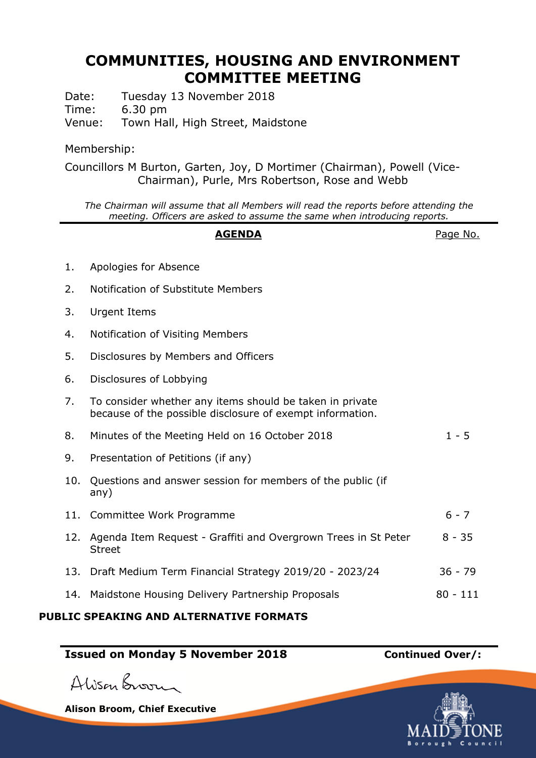# COMMUNITIES, HOUSING AND ENVIRONMENT COMMITTEE MEETING

Date: Tuesday 13 November 2018
Time: 6.30 pm
Venue: Town Hall, High Street, Maidstone

Membership:

Councillors M Burton, Garten, Joy, D Mortimer (Chairman), Powell (Vice-Chairman), Purle, Mrs Robertson, Rose and Webb

*The Chairman will assume that all Members will read the reports before attending the meeting. Officers are asked to assume the same when introducing reports.*

| | **AGENDA** | Page No. |
|---|---|---|
| 1. | Apologies for Absence | |
| 2. | Notification of Substitute Members | |
| 3. | Urgent Items | |
| 4. | Notification of Visiting Members | |
| 5. | Disclosures by Members and Officers | |
| 6. | Disclosures of Lobbying | |
| 7. | To consider whether any items should be taken in private because of the possible disclosure of exempt information. | |
| 8. | Minutes of the Meeting Held on 16 October 2018 | 1 - 5 |
| 9. | Presentation of Petitions (if any) | |
| 10. | Questions and answer session for members of the public (if any) | |
| 11. | Committee Work Programme | 6 - 7 |
| 12. | Agenda Item Request - Graffiti and Overgrown Trees in St Peter Street | 8 - 35 |
| 13. | Draft Medium Term Financial Strategy 2019/20 - 2023/24 | 36 - 79 |
| 14. | Maidstone Housing Delivery Partnership Proposals | 80 - 111 |

**PUBLIC SPEAKING AND ALTERNATIVE FORMATS**

**Issued on Monday 5 November 2018** **Continued Over/:**

Alison Broom

**Alison Broom, Chief Executive**

MAIDSTONE Borough Council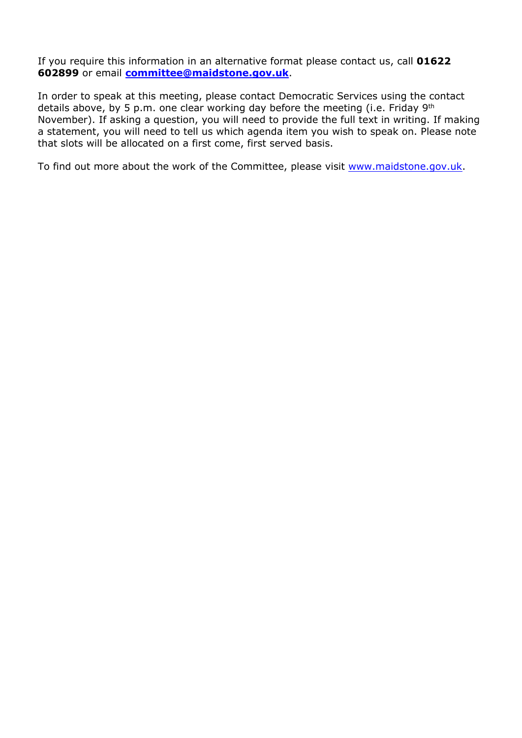If you require this information in an alternative format please contact us, call **01622 602899** or email **committee@maidstone.gov.uk**.

In order to speak at this meeting, please contact Democratic Services using the contact details above, by 5 p.m. one clear working day before the meeting (i.e. Friday 9th November). If asking a question, you will need to provide the full text in writing. If making a statement, you will need to tell us which agenda item you wish to speak on. Please note that slots will be allocated on a first come, first served basis.

To find out more about the work of the Committee, please visit www.maidstone.gov.uk.